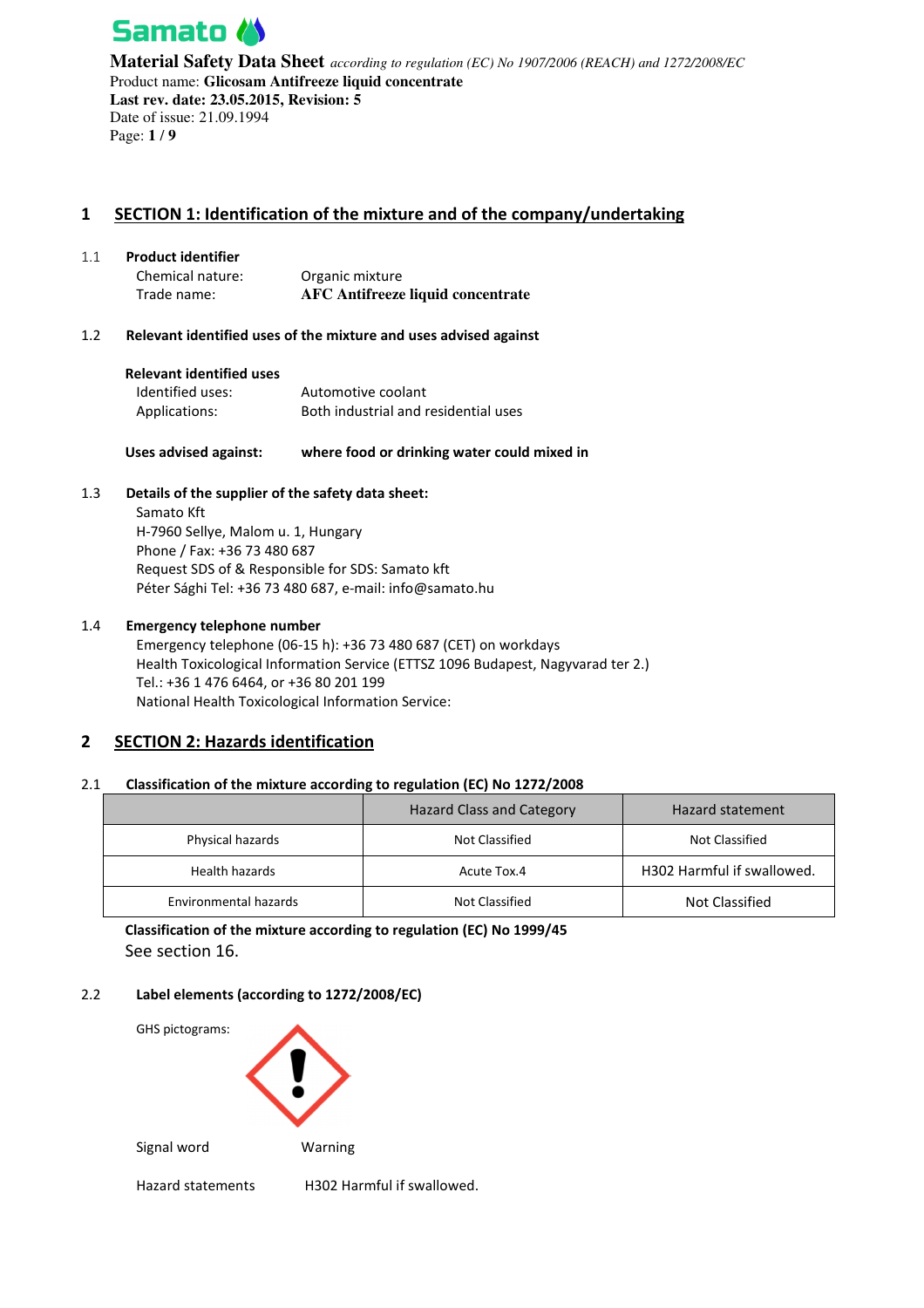Samato

**Material Safety Data Sheet** *according to regulation (EC) No 1907/2006 (REACH) and 1272/2008/EC*
Product name: **Glicosam Antifreeze liquid concentrate**
**Last rev. date: 23.05.2015, Revision: 5**
Date of issue: 21.09.1994

## 1 SECTION 1: Identification of the mixture and of the company/undertaking

### 1.1 Product identifier

Chemical nature: Organic mixture
Trade name: **AFC Antifreeze liquid concentrate**

### 1.2 Relevant identified uses of the mixture and uses advised against

**Relevant identified uses**
Identified uses: Automotive coolant
Applications: Both industrial and residential uses

**Uses advised against:** **where food or drinking water could mixed in**

### 1.3 Details of the supplier of the safety data sheet:

Samato Kft
H-7960 Sellye, Malom u. 1, Hungary
Phone / Fax: +36 73 480 687
Request SDS of & Responsible for SDS: Samato kft
Péter Sághi Tel: +36 73 480 687, e-mail: info@samato.hu

### 1.4 Emergency telephone number

Emergency telephone (06-15 h): +36 73 480 687 (CET) on workdays
Health Toxicological Information Service (ETTSZ 1096 Budapest, Nagyvarad ter 2.)
Tel.: +36 1 476 6464, or +36 80 201 199
National Health Toxicological Information Service:

## 2 SECTION 2: Hazards identification

### 2.1 Classification of the mixture according to regulation (EC) No 1272/2008

| | Hazard Class and Category | Hazard statement |
|---|---|---|
| Physical hazards | Not Classified | Not Classified |
| Health hazards | Acute Tox.4 | H302 Harmful if swallowed. |
| Environmental hazards | Not Classified | Not Classified |

**Classification of the mixture according to regulation (EC) No 1999/45**
See section 16.

### 2.2 Label elements (according to 1272/2008/EC)

GHS pictograms:

Signal word: Warning

Hazard statements: H302 Harmful if swallowed.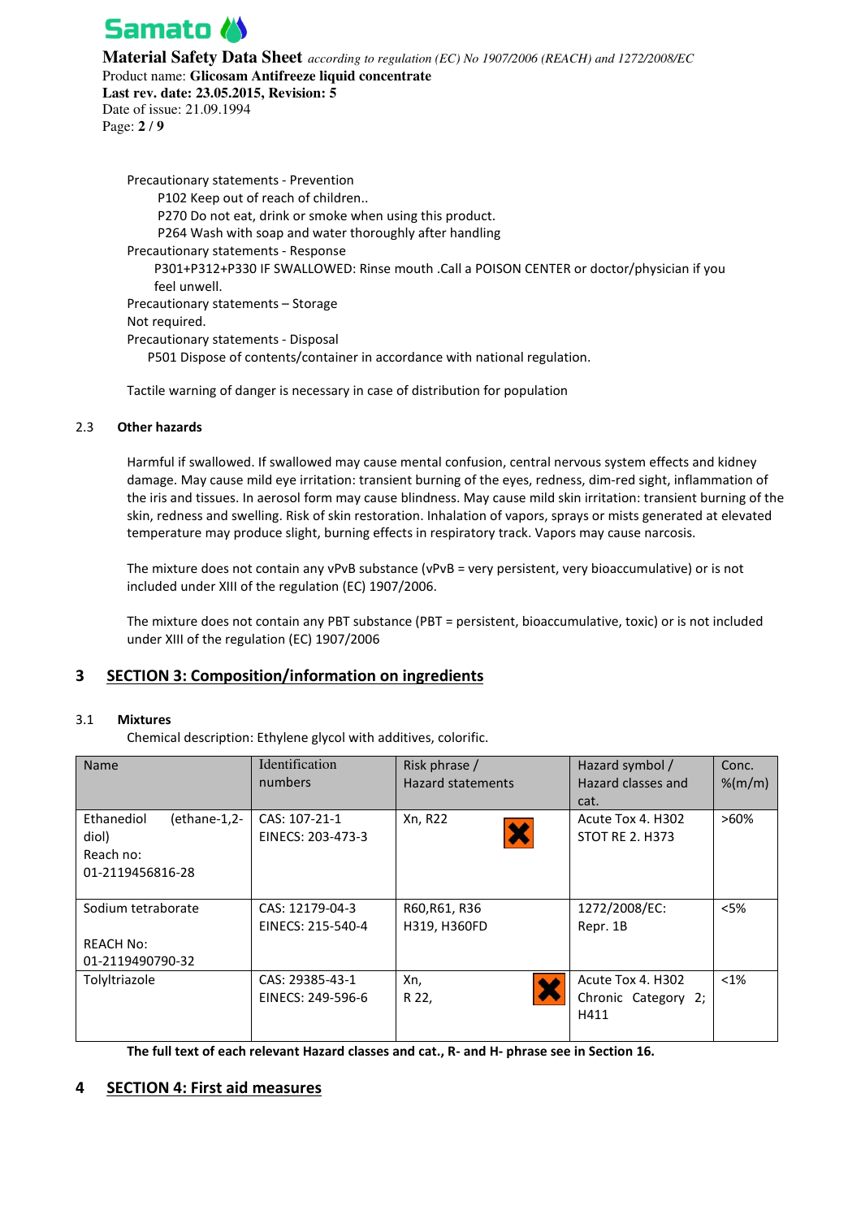Precautionary statements - Prevention

P102 Keep out of reach of children..

P270 Do not eat, drink or smoke when using this product.

P264 Wash with soap and water thoroughly after handling

Precautionary statements - Response

P301+P312+P330 IF SWALLOWED: Rinse mouth .Call a POISON CENTER or doctor/physician if you feel unwell.

Precautionary statements – Storage

Not required.

Precautionary statements - Disposal

P501 Dispose of contents/container in accordance with national regulation.

Tactile warning of danger is necessary in case of distribution for population

### 2.3 Other hazards

Harmful if swallowed. If swallowed may cause mental confusion, central nervous system effects and kidney damage. May cause mild eye irritation: transient burning of the eyes, redness, dim-red sight, inflammation of the iris and tissues. In aerosol form may cause blindness. May cause mild skin irritation: transient burning of the skin, redness and swelling. Risk of skin restoration. Inhalation of vapors, sprays or mists generated at elevated temperature may produce slight, burning effects in respiratory track. Vapors may cause narcosis.

The mixture does not contain any vPvB substance (vPvB = very persistent, very bioaccumulative) or is not included under XIII of the regulation (EC) 1907/2006.

The mixture does not contain any PBT substance (PBT = persistent, bioaccumulative, toxic) or is not included under XIII of the regulation (EC) 1907/2006

## 3 SECTION 3: Composition/information on ingredients

### 3.1 Mixtures

Chemical description: Ethylene glycol with additives, colorific.

| Name | Identification numbers | Risk phrase / Hazard statements | Hazard symbol / Hazard classes and cat. | Conc. %(m/m) |
|---|---|---|---|---|
| Ethanediol (ethane-1,2-diol) Reach no: 01-2119456816-28 | CAS: 107-21-1 EINECS: 203-473-3 | Xn, R22 | Acute Tox 4. H302 STOT RE 2. H373 | >60% |
| Sodium tetraborate REACH No: 01-2119490790-32 | CAS: 12179-04-3 EINECS: 215-540-4 | R60,R61, R36 H319, H360FD | 1272/2008/EC: Repr. 1B | <5% |
| Tolyltriazole | CAS: 29385-43-1 EINECS: 249-596-6 | Xn, R 22, | Acute Tox 4. H302 Chronic Category 2; H411 | <1% |

**The full text of each relevant Hazard classes and cat., R- and H- phrase see in Section 16.**

## 4 SECTION 4: First aid measures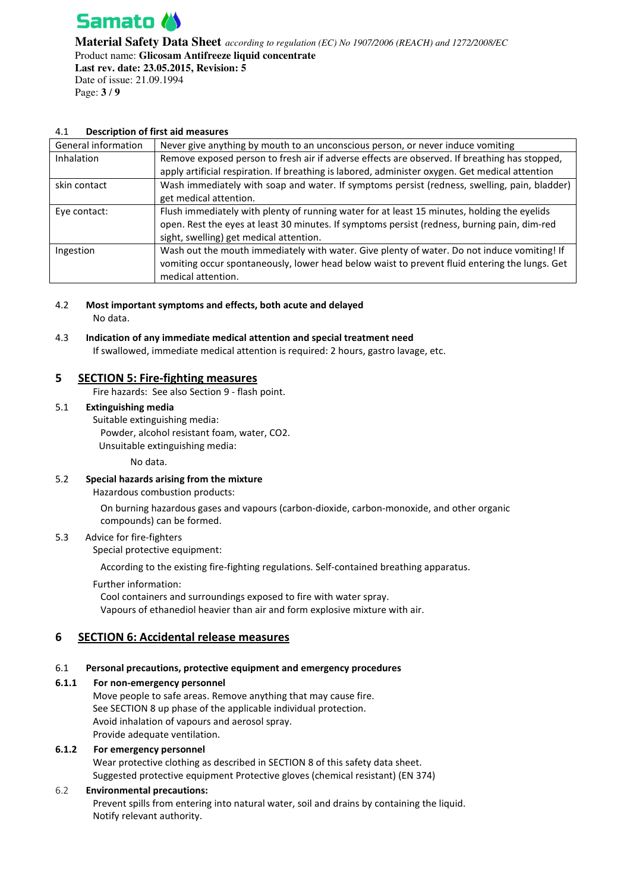### 4.1 Description of first aid measures

| | |
|---|---|
| General information | Never give anything by mouth to an unconscious person, or never induce vomiting |
| Inhalation | Remove exposed person to fresh air if adverse effects are observed. If breathing has stopped, apply artificial respiration. If breathing is labored, administer oxygen. Get medical attention |
| skin contact | Wash immediately with soap and water. If symptoms persist (redness, swelling, pain, bladder) get medical attention. |
| Eye contact: | Flush immediately with plenty of running water for at least 15 minutes, holding the eyelids open. Rest the eyes at least 30 minutes. If symptoms persist (redness, burning pain, dim-red sight, swelling) get medical attention. |
| Ingestion | Wash out the mouth immediately with water. Give plenty of water. Do not induce vomiting! If vomiting occur spontaneously, lower head below waist to prevent fluid entering the lungs. Get medical attention. |

### 4.2 Most important symptoms and effects, both acute and delayed

No data.

### 4.3 Indication of any immediate medical attention and special treatment need

If swallowed, immediate medical attention is required: 2 hours, gastro lavage, etc.

## 5 SECTION 5: Fire-fighting measures

Fire hazards: See also Section 9 - flash point.

### 5.1 Extinguishing media

Suitable extinguishing media:

Powder, alcohol resistant foam, water, $CO_2$.

Unsuitable extinguishing media:

No data.

### 5.2 Special hazards arising from the mixture

Hazardous combustion products:

On burning hazardous gases and vapours (carbon-dioxide, carbon-monoxide, and other organic compounds) can be formed.

### 5.3 Advice for fire-fighters

Special protective equipment:

According to the existing fire-fighting regulations. Self-contained breathing apparatus.

Further information:

Cool containers and surroundings exposed to fire with water spray.
Vapours of ethanediol heavier than air and form explosive mixture with air.

## 6 SECTION 6: Accidental release measures

### 6.1 Personal precautions, protective equipment and emergency procedures

#### 6.1.1 For non-emergency personnel

Move people to safe areas. Remove anything that may cause fire.
See SECTION 8 up phase of the applicable individual protection.
Avoid inhalation of vapours and aerosol spray.
Provide adequate ventilation.

#### 6.1.2 For emergency personnel

Wear protective clothing as described in SECTION 8 of this safety data sheet.
Suggested protective equipment Protective gloves (chemical resistant) (EN 374)

### 6.2 Environmental precautions:

Prevent spills from entering into natural water, soil and drains by containing the liquid.
Notify relevant authority.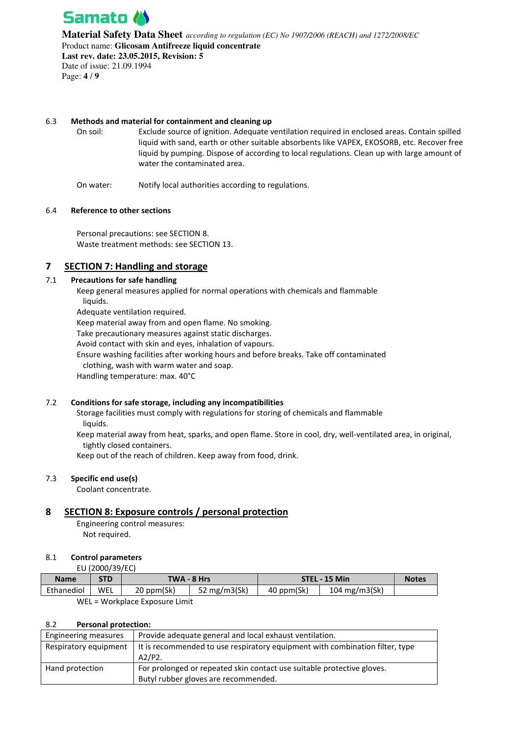### 6.3 Methods and material for containment and cleaning up

On soil: Exclude source of ignition. Adequate ventilation required in enclosed areas. Contain spilled liquid with sand, earth or other suitable absorbents like VAPEX, EKOSORB, etc. Recover free liquid by pumping. Dispose of according to local regulations. Clean up with large amount of water the contaminated area.

On water: Notify local authorities according to regulations.

### 6.4 Reference to other sections

Personal precautions: see SECTION 8.
Waste treatment methods: see SECTION 13.

## 7 SECTION 7: Handling and storage

### 7.1 Precautions for safe handling

Keep general measures applied for normal operations with chemicals and flammable liquids.
Adequate ventilation required.
Keep material away from and open flame. No smoking.
Take precautionary measures against static discharges.
Avoid contact with skin and eyes, inhalation of vapours.
Ensure washing facilities after working hours and before breaks. Take off contaminated clothing, wash with warm water and soap.
Handling temperature: max. 40°C

### 7.2 Conditions for safe storage, including any incompatibilities

Storage facilities must comply with regulations for storing of chemicals and flammable liquids.
Keep material away from heat, sparks, and open flame. Store in cool, dry, well-ventilated area, in original, tightly closed containers.
Keep out of the reach of children. Keep away from food, drink.

### 7.3 Specific end use(s)

Coolant concentrate.

## 8 SECTION 8: Exposure controls / personal protection

Engineering control measures:
Not required.

### 8.1 Control parameters

EU (2000/39/EC)

| Name | STD | TWA - 8 Hrs | | STEL - 15 Min | | Notes |
|---|---|---|---|---|---|---|
| Ethanediol | WEL | 20 ppm(Sk) | 52 mg/m3(Sk) | 40 ppm(Sk) | 104 mg/m3(Sk) | |

WEL = Workplace Exposure Limit

### 8.2 Personal protection:

| Engineering measures | Provide adequate general and local exhaust ventilation. |
|---|---|
| Respiratory equipment | It is recommended to use respiratory equipment with combination filter, type A2/P2. |
| Hand protection | For prolonged or repeated skin contact use suitable protective gloves. Butyl rubber gloves are recommended. |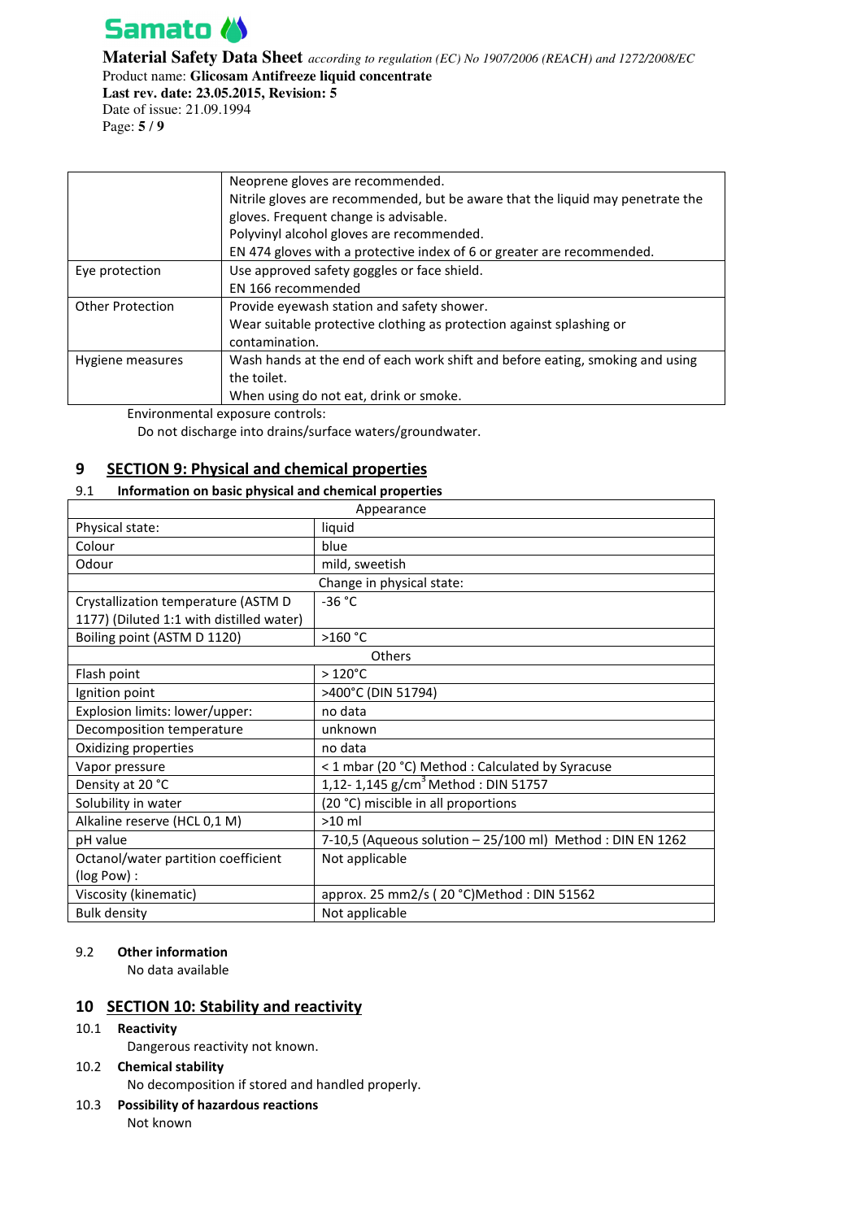| | |
|---|---|
| | Neoprene gloves are recommended.<br>Nitrile gloves are recommended, but be aware that the liquid may penetrate the gloves. Frequent change is advisable.<br>Polyvinyl alcohol gloves are recommended.<br>EN 474 gloves with a protective index of 6 or greater are recommended. |
| Eye protection | Use approved safety goggles or face shield.<br>EN 166 recommended |
| Other Protection | Provide eyewash station and safety shower.<br>Wear suitable protective clothing as protection against splashing or contamination. |
| Hygiene measures | Wash hands at the end of each work shift and before eating, smoking and using the toilet.<br>When using do not eat, drink or smoke. |

Environmental exposure controls:

Do not discharge into drains/surface waters/groundwater.

## 9 SECTION 9: Physical and chemical properties

### 9.1 Information on basic physical and chemical properties

| Appearance | |
|---|---|
| Physical state: | liquid |
| Colour | blue |
| Odour | mild, sweetish |
| Change in physical state: | |
| Crystallization temperature (ASTM D 1177) (Diluted 1:1 with distilled water) | -36 °C |
| Boiling point (ASTM D 1120) | >160 °C |
| Others | |
| Flash point | > 120°C |
| Ignition point | >400°C (DIN 51794) |
| Explosion limits: lower/upper: | no data |
| Decomposition temperature | unknown |
| Oxidizing properties | no data |
| Vapor pressure | < 1 mbar (20 °C) Method : Calculated by Syracuse |
| Density at 20 °C | 1,12- 1,145 g/cm$^3$ Method : DIN 51757 |
| Solubility in water | (20 °C) miscible in all proportions |
| Alkaline reserve (HCL 0,1 M) | >10 ml |
| pH value | 7-10,5 (Aqueous solution – 25/100 ml) Method : DIN EN 1262 |
| Octanol/water partition coefficient (log Pow) : | Not applicable |
| Viscosity (kinematic) | approx. 25 mm2/s ( 20 °C)Method : DIN 51562 |
| Bulk density | Not applicable |

### 9.2 Other information

No data available

## 10 SECTION 10: Stability and reactivity

### 10.1 Reactivity

Dangerous reactivity not known.

### 10.2 Chemical stability

No decomposition if stored and handled properly.

### 10.3 Possibility of hazardous reactions

Not known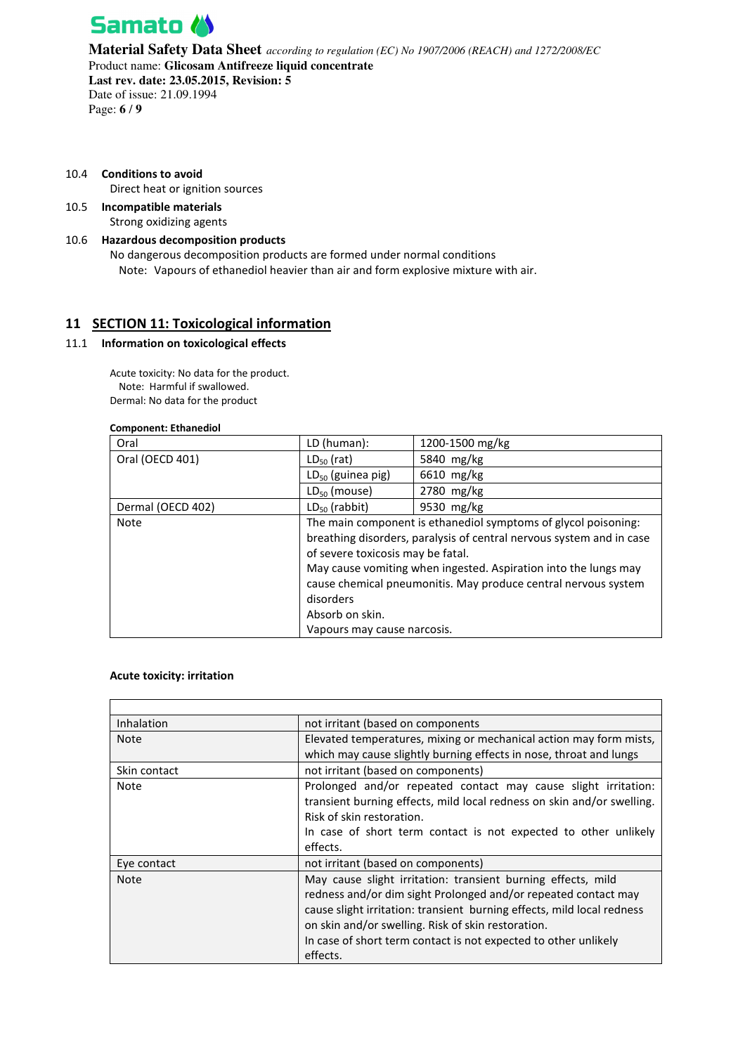10.4 **Conditions to avoid**

Direct heat or ignition sources

10.5 **Incompatible materials**

Strong oxidizing agents

10.6 **Hazardous decomposition products**

No dangerous decomposition products are formed under normal conditions

Note: Vapours of ethanediol heavier than air and form explosive mixture with air.

## 11 SECTION 11: Toxicological information

### 11.1 Information on toxicological effects

Acute toxicity: No data for the product.

Note: Harmful if swallowed.

Dermal: No data for the product

**Component: Ethanediol**

| | | |
|---|---|---|
| Oral | LD (human): | 1200-1500 mg/kg |
| Oral (OECD 401) | $LD_{50}$ (rat) | 5840 mg/kg |
| | $LD_{50}$ (guinea pig) | 6610 mg/kg |
| | $LD_{50}$ (mouse) | 2780 mg/kg |
| Dermal (OECD 402) | $LD_{50}$ (rabbit) | 9530 mg/kg |
| Note | The main component is ethanediol symptoms of glycol poisoning: breathing disorders, paralysis of central nervous system and in case of severe toxicosis may be fatal.<br>May cause vomiting when ingested. Aspiration into the lungs may cause chemical pneumonitis. May produce central nervous system disorders<br>Absorb on skin.<br>Vapours may cause narcosis. | |

**Acute toxicity: irritation**

| | |
|---|---|
| Inhalation | not irritant (based on components) |
| Note | Elevated temperatures, mixing or mechanical action may form mists, which may cause slightly burning effects in nose, throat and lungs |
| Skin contact | not irritant (based on components) |
| Note | Prolonged and/or repeated contact may cause slight irritation: transient burning effects, mild local redness on skin and/or swelling. Risk of skin restoration.<br>In case of short term contact is not expected to other unlikely effects. |
| Eye contact | not irritant (based on components) |
| Note | May cause slight irritation: transient burning effects, mild redness and/or dim sight Prolonged and/or repeated contact may cause slight irritation: transient burning effects, mild local redness on skin and/or swelling. Risk of skin restoration.<br>In case of short term contact is not expected to other unlikely effects. |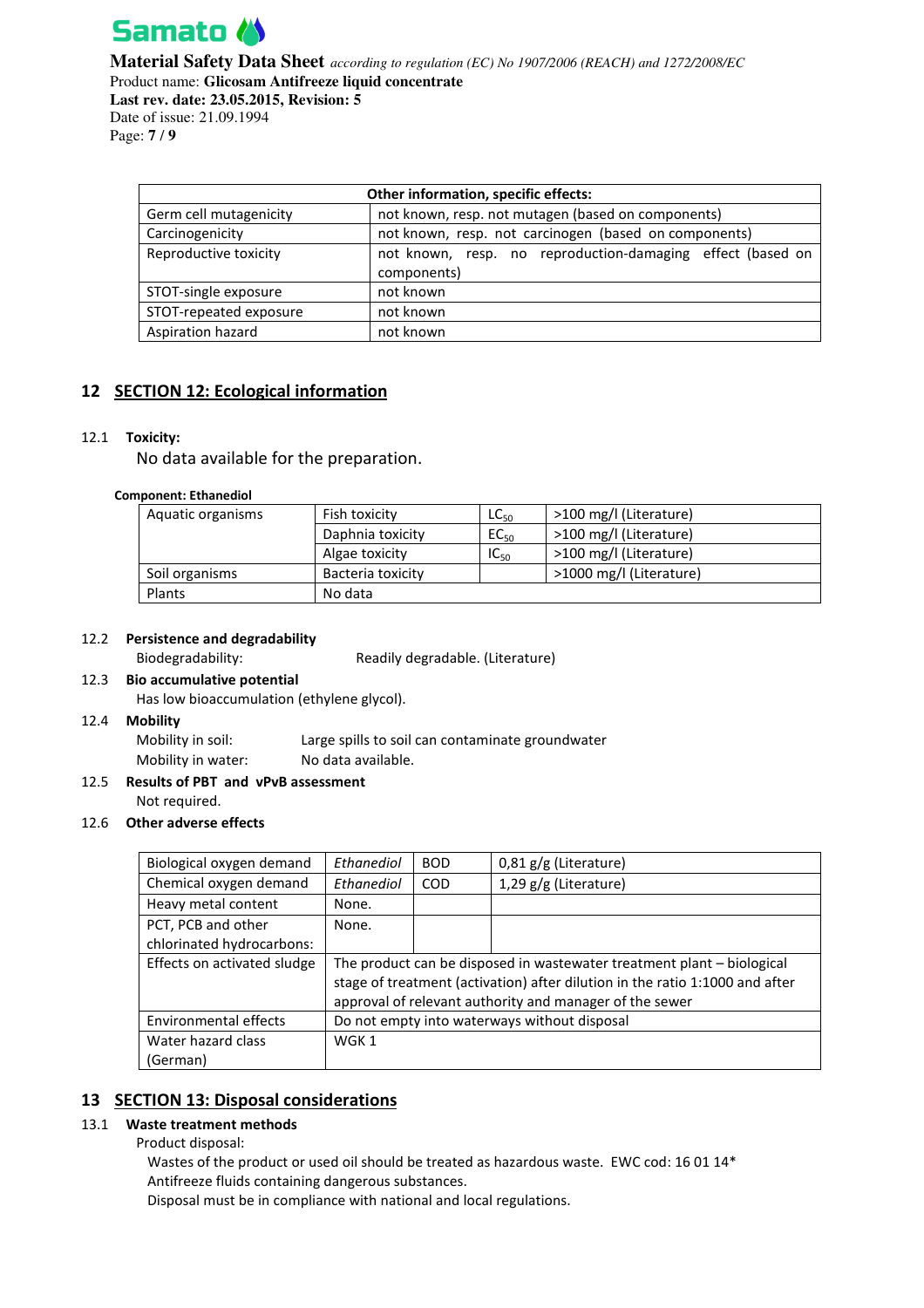| Other information, specific effects: | |
|---|---|
| Germ cell mutagenicity | not known, resp. not mutagen (based on components) |
| Carcinogenicity | not known, resp. not carcinogen (based on components) |
| Reproductive toxicity | not known, resp. no reproduction-damaging effect (based on components) |
| STOT-single exposure | not known |
| STOT-repeated exposure | not known |
| Aspiration hazard | not known |

## 12 SECTION 12: Ecological information

### 12.1 Toxicity:

No data available for the preparation.

**Component: Ethanediol**

| Aquatic organisms | Fish toxicity | $LC_{50}$ | >100 mg/l (Literature) |
|---|---|---|---|
| | Daphnia toxicity | $EC_{50}$ | >100 mg/l (Literature) |
| | Algae toxicity | $IC_{50}$ | >100 mg/l (Literature) |
| Soil organisms | Bacteria toxicity | | >1000 mg/l (Literature) |
| Plants | No data | | |

### 12.2 Persistence and degradability

Biodegradability: Readily degradable. (Literature)

### 12.3 Bio accumulative potential

Has low bioaccumulation (ethylene glycol).

### 12.4 Mobility

Mobility in soil: Large spills to soil can contaminate groundwater

Mobility in water: No data available.

### 12.5 Results of PBT and vPvB assessment

Not required.

### 12.6 Other adverse effects

| Biological oxygen demand | *Ethanediol* | BOD | 0,81 g/g (Literature) |
|---|---|---|---|
| Chemical oxygen demand | *Ethanediol* | COD | 1,29 g/g (Literature) |
| Heavy metal content | None. | | |
| PCT, PCB and other chlorinated hydrocarbons: | None. | | |
| Effects on activated sludge | The product can be disposed in wastewater treatment plant – biological stage of treatment (activation) after dilution in the ratio 1:1000 and after approval of relevant authority and manager of the sewer | | |
| Environmental effects | Do not empty into waterways without disposal | | |
| Water hazard class (German) | WGK 1 | | |

## 13 SECTION 13: Disposal considerations

### 13.1 Waste treatment methods

Product disposal:

Wastes of the product or used oil should be treated as hazardous waste. EWC cod: 16 01 14*
Antifreeze fluids containing dangerous substances.
Disposal must be in compliance with national and local regulations.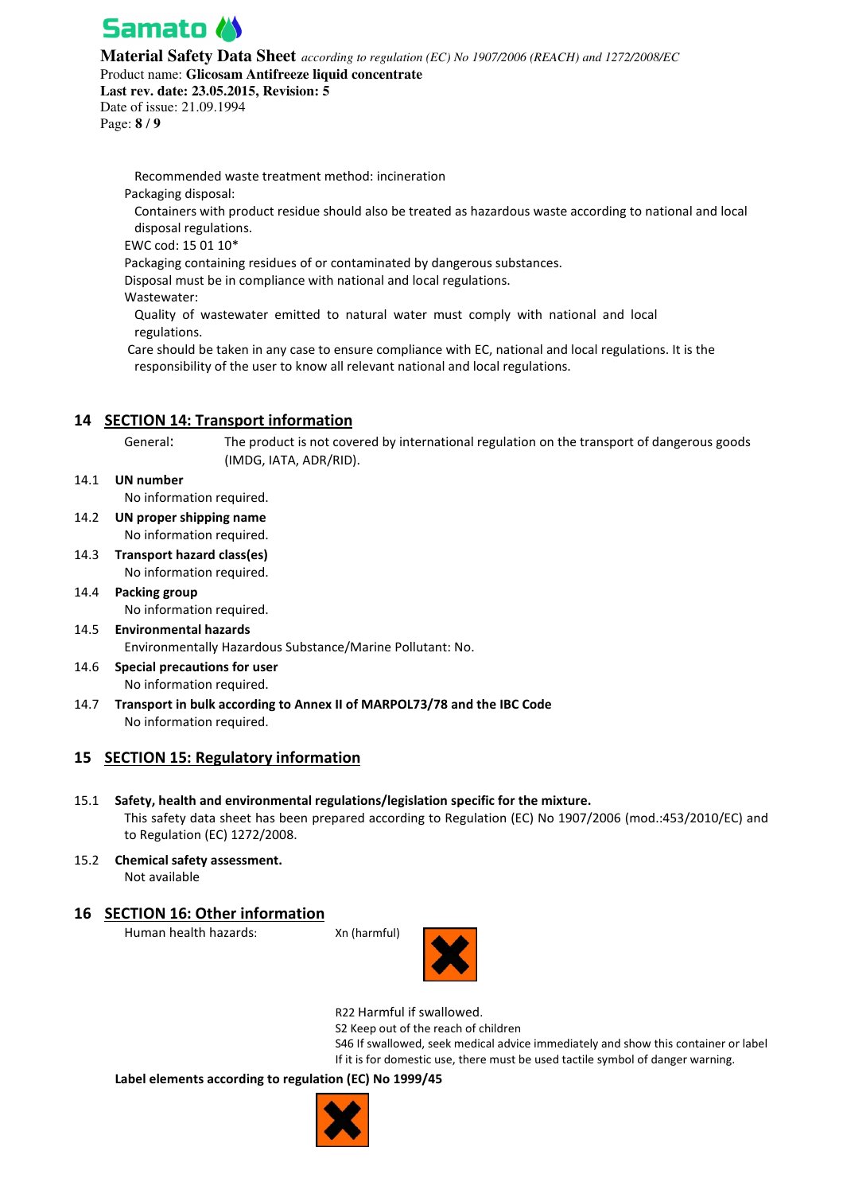Recommended waste treatment method: incineration

Packaging disposal:

Containers with product residue should also be treated as hazardous waste according to national and local disposal regulations.

EWC cod: 15 01 10*

Packaging containing residues of or contaminated by dangerous substances.

Disposal must be in compliance with national and local regulations.

Wastewater:

Quality of wastewater emitted to natural water must comply with national and local regulations.

Care should be taken in any case to ensure compliance with EC, national and local regulations. It is the responsibility of the user to know all relevant national and local regulations.

## 14 SECTION 14: Transport information

General: The product is not covered by international regulation on the transport of dangerous goods (IMDG, IATA, ADR/RID).

**14.1 UN number**

No information required.

**14.2 UN proper shipping name**

No information required.

**14.3 Transport hazard class(es)**

No information required.

**14.4 Packing group**

No information required.

**14.5 Environmental hazards**

Environmentally Hazardous Substance/Marine Pollutant: No.

**14.6 Special precautions for user**

No information required.

**14.7 Transport in bulk according to Annex II of MARPOL73/78 and the IBC Code**

No information required.

## 15 SECTION 15: Regulatory information

**15.1 Safety, health and environmental regulations/legislation specific for the mixture.**

This safety data sheet has been prepared according to Regulation (EC) No 1907/2006 (mod.:453/2010/EC) and to Regulation (EC) 1272/2008.

**15.2 Chemical safety assessment.**

Not available

## 16 SECTION 16: Other information

Human health hazards: Xn (harmful)

R22 Harmful if swallowed.

S2 Keep out of the reach of children

S46 If swallowed, seek medical advice immediately and show this container or label

If it is for domestic use, there must be used tactile symbol of danger warning.

**Label elements according to regulation (EC) No 1999/45**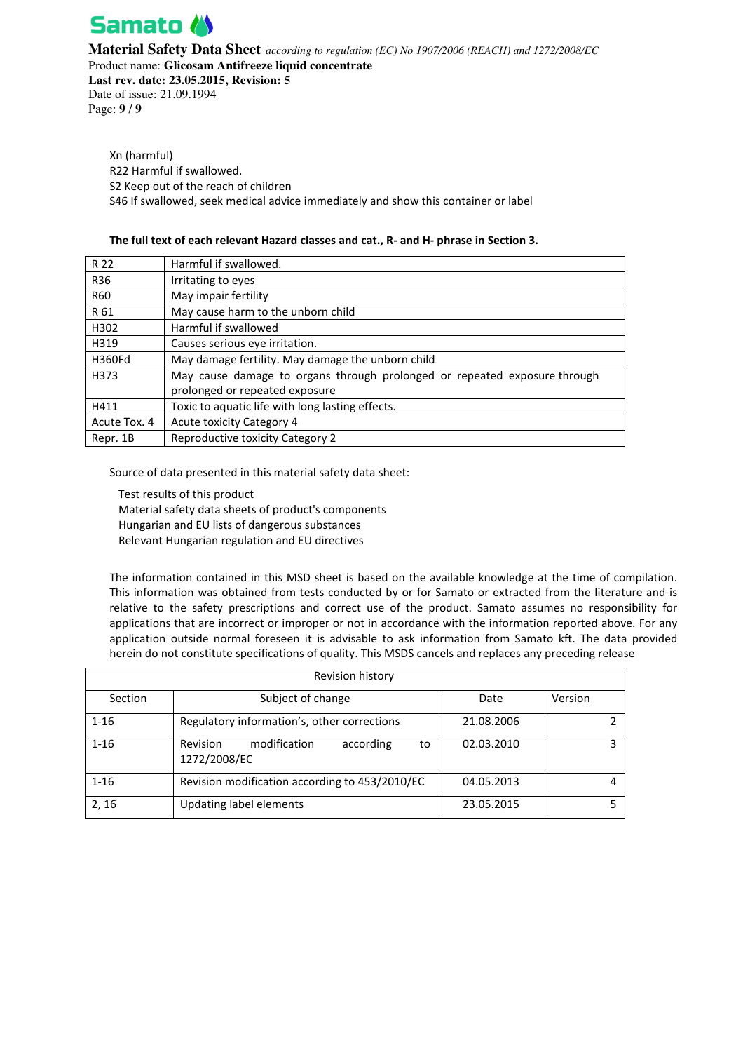Xn (harmful)
R22 Harmful if swallowed.
S2 Keep out of the reach of children
S46 If swallowed, seek medical advice immediately and show this container or label

**The full text of each relevant Hazard classes and cat., R- and H- phrase in Section 3.**

| | |
|---|---|
| R 22 | Harmful if swallowed. |
| R36 | Irritating to eyes |
| R60 | May impair fertility |
| R 61 | May cause harm to the unborn child |
| H302 | Harmful if swallowed |
| H319 | Causes serious eye irritation. |
| H360Fd | May damage fertility. May damage the unborn child |
| H373 | May cause damage to organs through prolonged or repeated exposure through prolonged or repeated exposure |
| H411 | Toxic to aquatic life with long lasting effects. |
| Acute Tox. 4 | Acute toxicity Category 4 |
| Repr. 1B | Reproductive toxicity Category 2 |

Source of data presented in this material safety data sheet:

Test results of this product
Material safety data sheets of product's components
Hungarian and EU lists of dangerous substances
Relevant Hungarian regulation and EU directives

The information contained in this MSD sheet is based on the available knowledge at the time of compilation. This information was obtained from tests conducted by or for Samato or extracted from the literature and is relative to the safety prescriptions and correct use of the product. Samato assumes no responsibility for applications that are incorrect or improper or not in accordance with the information reported above. For any application outside normal foreseen it is advisable to ask information from Samato kft. The data provided herein do not constitute specifications of quality. This MSDS cancels and replaces any preceding release

| Revision history | | | |
|---|---|---|---|
| Section | Subject of change | Date | Version |
| 1-16 | Regulatory information's, other corrections | 21.08.2006 | 2 |
| 1-16 | Revision modification according to 1272/2008/EC | 02.03.2010 | 3 |
| 1-16 | Revision modification according to 453/2010/EC | 04.05.2013 | 4 |
| 2, 16 | Updating label elements | 23.05.2015 | 5 |